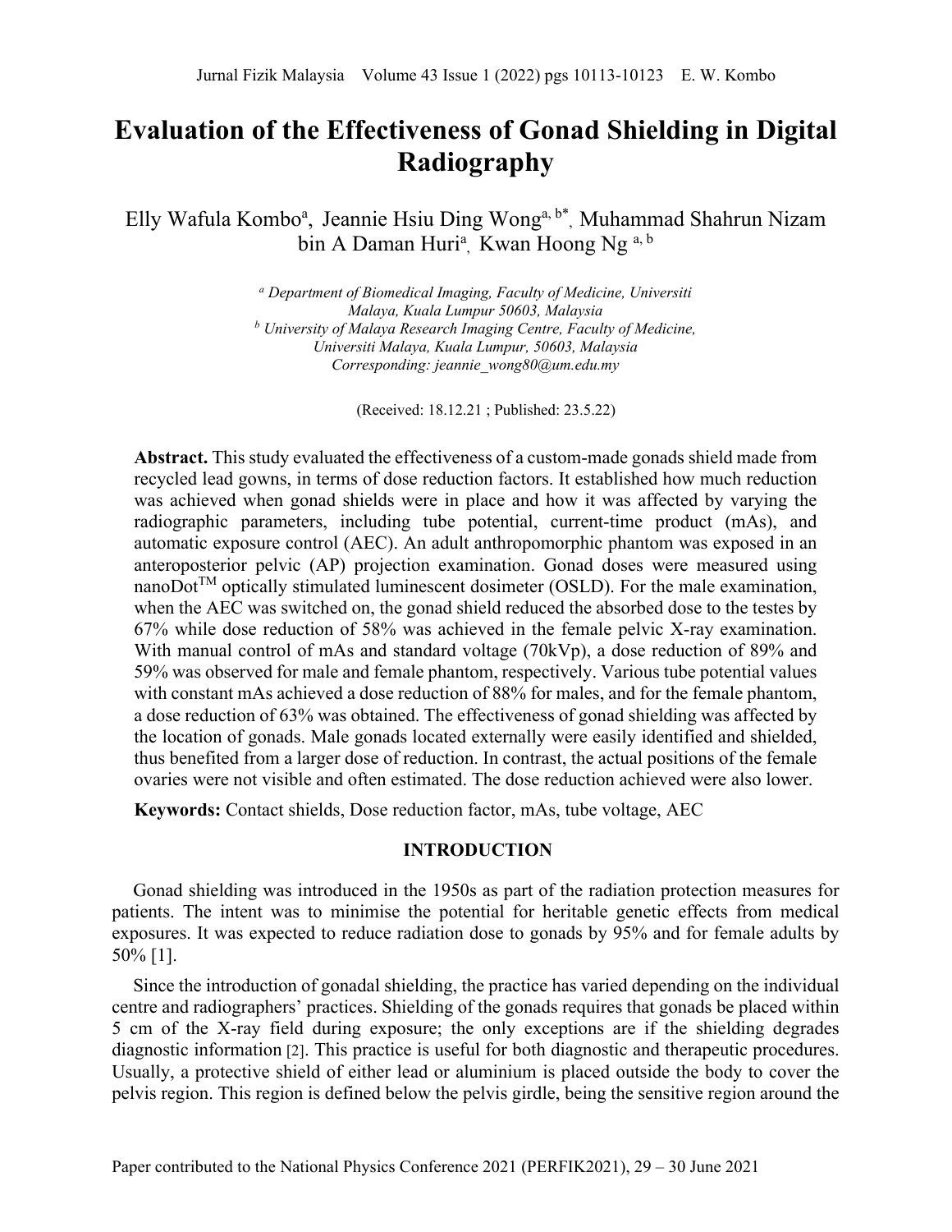# Evaluation of the Effectiveness of Gonad Shielding in Digital Radiography

Elly Wafula Kombo[a], Jeannie Hsiu Ding Wong[a, b*], Muhammad Shahrun Nizam bin A Daman Huri[a], Kwan Hoong Ng [a, b]

*[a] Department of Biomedical Imaging, Faculty of Medicine, Universiti Malaya, Kuala Lumpur 50603, Malaysia*
*[b] University of Malaya Research Imaging Centre, Faculty of Medicine, Universiti Malaya, Kuala Lumpur, 50603, Malaysia*
*Corresponding: jeannie_wong80@um.edu.my*

(Received: 18.12.21 ; Published: 23.5.22)

**Abstract.** This study evaluated the effectiveness of a custom-made gonads shield made from recycled lead gowns, in terms of dose reduction factors. It established how much reduction was achieved when gonad shields were in place and how it was affected by varying the radiographic parameters, including tube potential, current-time product (mAs), and automatic exposure control (AEC). An adult anthropomorphic phantom was exposed in an anteroposterior pelvic (AP) projection examination. Gonad doses were measured using nanoDot[TM] optically stimulated luminescent dosimeter (OSLD). For the male examination, when the AEC was switched on, the gonad shield reduced the absorbed dose to the testes by 67% while dose reduction of 58% was achieved in the female pelvic X-ray examination. With manual control of mAs and standard voltage (70kVp), a dose reduction of 89% and 59% was observed for male and female phantom, respectively. Various tube potential values with constant mAs achieved a dose reduction of 88% for males, and for the female phantom, a dose reduction of 63% was obtained. The effectiveness of gonad shielding was affected by the location of gonads. Male gonads located externally were easily identified and shielded, thus benefited from a larger dose of reduction. In contrast, the actual positions of the female ovaries were not visible and often estimated. The dose reduction achieved were also lower.

**Keywords:** Contact shields, Dose reduction factor, mAs, tube voltage, AEC

## INTRODUCTION

Gonad shielding was introduced in the 1950s as part of the radiation protection measures for patients. The intent was to minimise the potential for heritable genetic effects from medical exposures. It was expected to reduce radiation dose to gonads by 95% and for female adults by 50% [1].

Since the introduction of gonadal shielding, the practice has varied depending on the individual centre and radiographers' practices. Shielding of the gonads requires that gonads be placed within 5 cm of the X-ray field during exposure; the only exceptions are if the shielding degrades diagnostic information [2]. This practice is useful for both diagnostic and therapeutic procedures. Usually, a protective shield of either lead or aluminium is placed outside the body to cover the pelvis region. This region is defined below the pelvis girdle, being the sensitive region around the

Paper contributed to the National Physics Conference 2021 (PERFIK2021), 29 – 30 June 2021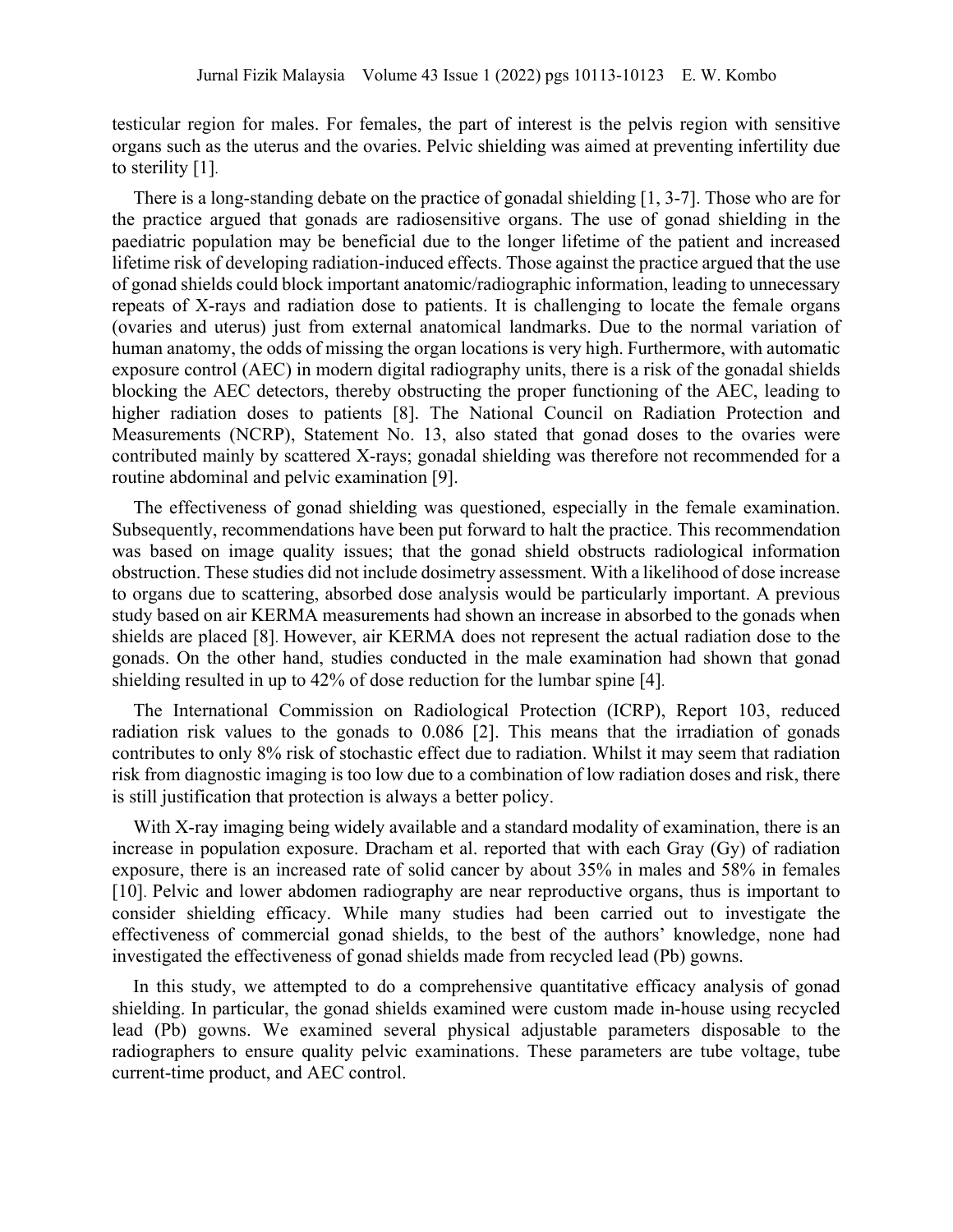testicular region for males. For females, the part of interest is the pelvis region with sensitive organs such as the uterus and the ovaries. Pelvic shielding was aimed at preventing infertility due to sterility [1].

There is a long-standing debate on the practice of gonadal shielding [1, 3-7]. Those who are for the practice argued that gonads are radiosensitive organs. The use of gonad shielding in the paediatric population may be beneficial due to the longer lifetime of the patient and increased lifetime risk of developing radiation-induced effects. Those against the practice argued that the use of gonad shields could block important anatomic/radiographic information, leading to unnecessary repeats of X-rays and radiation dose to patients. It is challenging to locate the female organs (ovaries and uterus) just from external anatomical landmarks. Due to the normal variation of human anatomy, the odds of missing the organ locations is very high. Furthermore, with automatic exposure control (AEC) in modern digital radiography units, there is a risk of the gonadal shields blocking the AEC detectors, thereby obstructing the proper functioning of the AEC, leading to higher radiation doses to patients [8]. The National Council on Radiation Protection and Measurements (NCRP), Statement No. 13, also stated that gonad doses to the ovaries were contributed mainly by scattered X-rays; gonadal shielding was therefore not recommended for a routine abdominal and pelvic examination [9].

The effectiveness of gonad shielding was questioned, especially in the female examination. Subsequently, recommendations have been put forward to halt the practice. This recommendation was based on image quality issues; that the gonad shield obstructs radiological information obstruction. These studies did not include dosimetry assessment. With a likelihood of dose increase to organs due to scattering, absorbed dose analysis would be particularly important. A previous study based on air KERMA measurements had shown an increase in absorbed to the gonads when shields are placed [8]. However, air KERMA does not represent the actual radiation dose to the gonads. On the other hand, studies conducted in the male examination had shown that gonad shielding resulted in up to 42% of dose reduction for the lumbar spine [4].

The International Commission on Radiological Protection (ICRP), Report 103, reduced radiation risk values to the gonads to 0.086 [2]. This means that the irradiation of gonads contributes to only 8% risk of stochastic effect due to radiation. Whilst it may seem that radiation risk from diagnostic imaging is too low due to a combination of low radiation doses and risk, there is still justification that protection is always a better policy.

With X-ray imaging being widely available and a standard modality of examination, there is an increase in population exposure. Dracham et al. reported that with each Gray (Gy) of radiation exposure, there is an increased rate of solid cancer by about 35% in males and 58% in females [10]. Pelvic and lower abdomen radiography are near reproductive organs, thus is important to consider shielding efficacy. While many studies had been carried out to investigate the effectiveness of commercial gonad shields, to the best of the authors' knowledge, none had investigated the effectiveness of gonad shields made from recycled lead (Pb) gowns.

In this study, we attempted to do a comprehensive quantitative efficacy analysis of gonad shielding. In particular, the gonad shields examined were custom made in-house using recycled lead (Pb) gowns. We examined several physical adjustable parameters disposable to the radiographers to ensure quality pelvic examinations. These parameters are tube voltage, tube current-time product, and AEC control.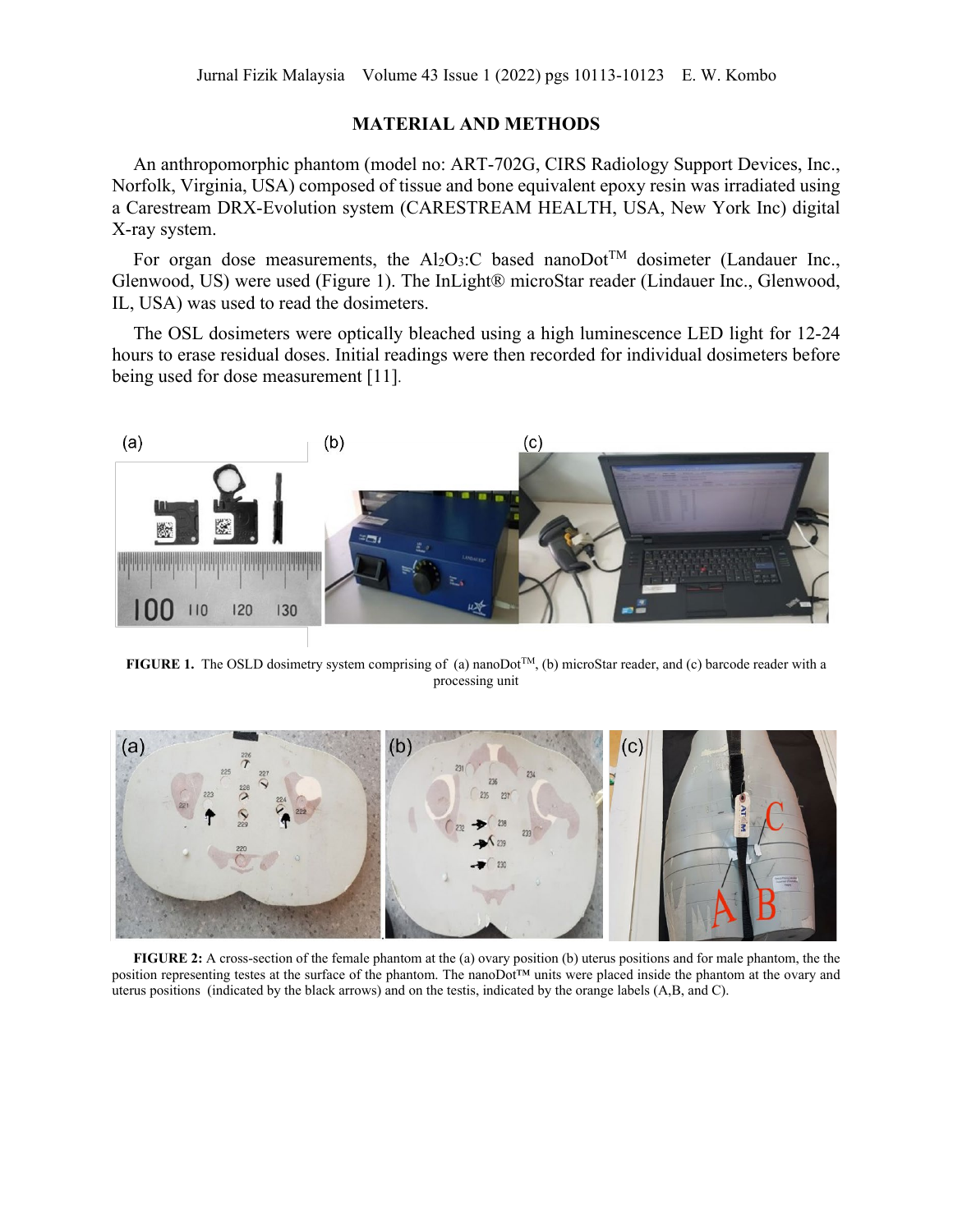## MATERIAL AND METHODS

An anthropomorphic phantom (model no: ART-702G, CIRS Radiology Support Devices, Inc., Norfolk, Virginia, USA) composed of tissue and bone equivalent epoxy resin was irradiated using a Carestream DRX-Evolution system (CARESTREAM HEALTH, USA, New York Inc) digital X-ray system.

For organ dose measurements, the $Al_2O_3$:C based nanoDot™ dosimeter (Landauer Inc., Glenwood, US) were used (Figure 1). The InLight® microStar reader (Lindauer Inc., Glenwood, IL, USA) was used to read the dosimeters.

The OSL dosimeters were optically bleached using a high luminescence LED light for 12-24 hours to erase residual doses. Initial readings were then recorded for individual dosimeters before being used for dose measurement [11].

**FIGURE 1.** The OSLD dosimetry system comprising of (a) nanoDot™, (b) microStar reader, and (c) barcode reader with a processing unit

**FIGURE 2:** A cross-section of the female phantom at the (a) ovary position (b) uterus positions and for male phantom, the the position representing testes at the surface of the phantom. The nanoDot™ units were placed inside the phantom at the ovary and uterus positions (indicated by the black arrows) and on the testis, indicated by the orange labels (A,B, and C).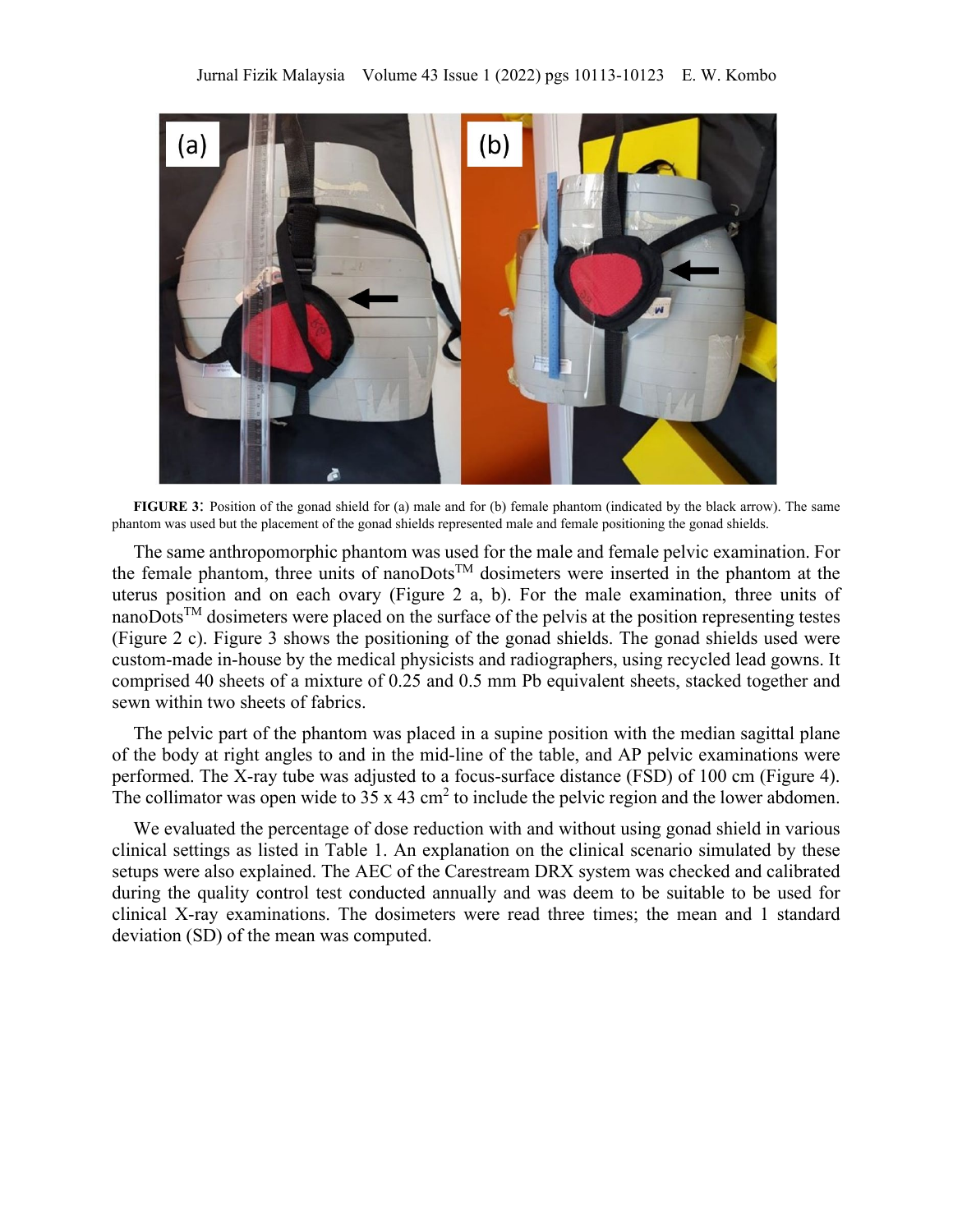FIGURE 3: Position of the gonad shield for (a) male and for (b) female phantom (indicated by the black arrow). The same phantom was used but the placement of the gonad shields represented male and female positioning the gonad shields.

The same anthropomorphic phantom was used for the male and female pelvic examination. For the female phantom, three units of nanoDots™ dosimeters were inserted in the phantom at the uterus position and on each ovary (Figure 2 a, b). For the male examination, three units of nanoDots™ dosimeters were placed on the surface of the pelvis at the position representing testes (Figure 2 c). Figure 3 shows the positioning of the gonad shields. The gonad shields used were custom-made in-house by the medical physicists and radiographers, using recycled lead gowns. It comprised 40 sheets of a mixture of 0.25 and 0.5 mm Pb equivalent sheets, stacked together and sewn within two sheets of fabrics.

The pelvic part of the phantom was placed in a supine position with the median sagittal plane of the body at right angles to and in the mid-line of the table, and AP pelvic examinations were performed. The X-ray tube was adjusted to a focus-surface distance (FSD) of 100 cm (Figure 4). The collimator was open wide to 35 x 43 $cm^2$ to include the pelvic region and the lower abdomen.

We evaluated the percentage of dose reduction with and without using gonad shield in various clinical settings as listed in Table 1. An explanation on the clinical scenario simulated by these setups were also explained. The AEC of the Carestream DRX system was checked and calibrated during the quality control test conducted annually and was deem to be suitable to be used for clinical X-ray examinations. The dosimeters were read three times; the mean and 1 standard deviation (SD) of the mean was computed.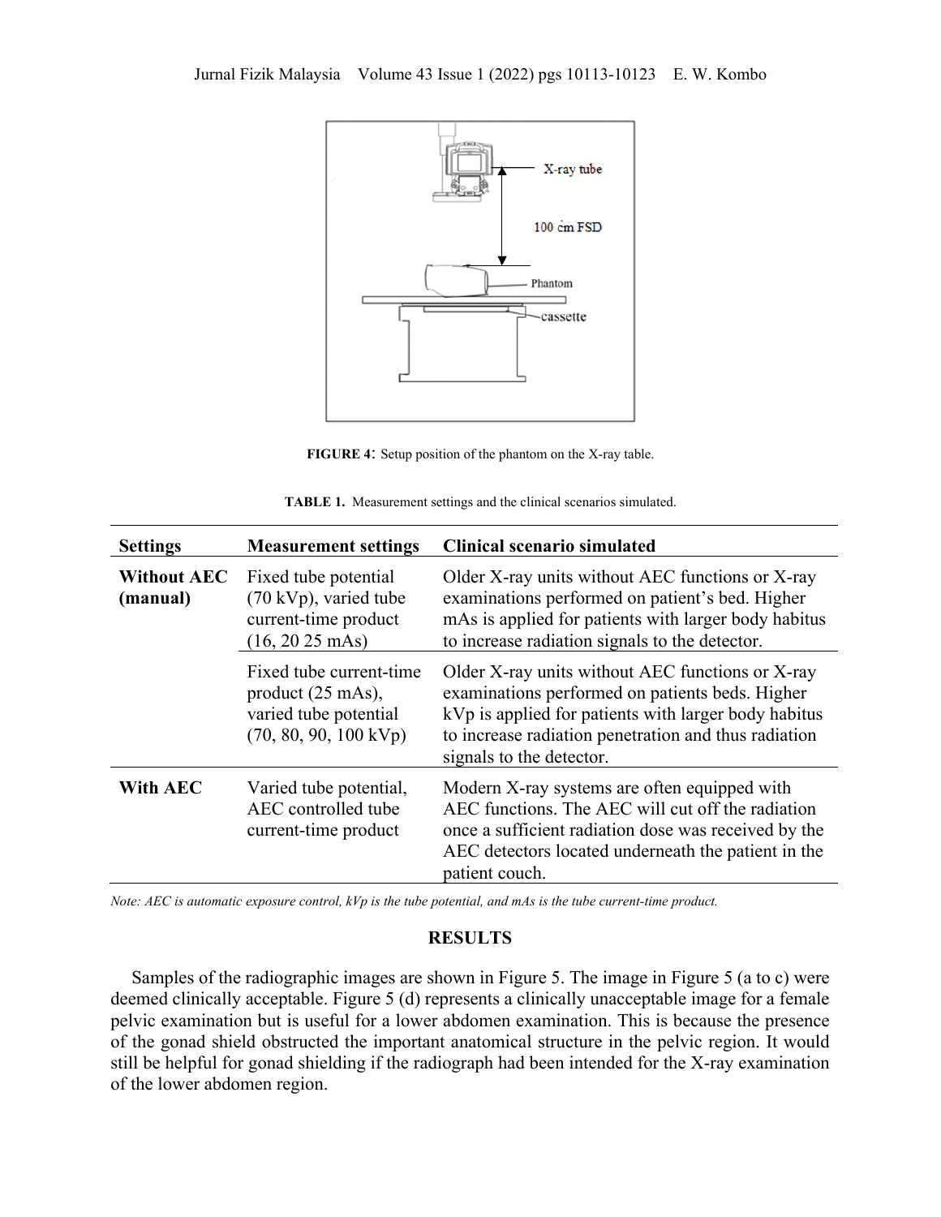**FIGURE 4**: Setup position of the phantom on the X-ray table.

**TABLE 1.** Measurement settings and the clinical scenarios simulated.

| Settings | Measurement settings | Clinical scenario simulated |
|---|---|---|
| **Without AEC (manual)** | Fixed tube potential (70 kVp), varied tube current-time product (16, 20 25 mAs) | Older X-ray units without AEC functions or X-ray examinations performed on patient's bed. Higher mAs is applied for patients with larger body habitus to increase radiation signals to the detector. |
| | Fixed tube current-time product (25 mAs), varied tube potential (70, 80, 90, 100 kVp) | Older X-ray units without AEC functions or X-ray examinations performed on patients beds. Higher kVp is applied for patients with larger body habitus to increase radiation penetration and thus radiation signals to the detector. |
| **With AEC** | Varied tube potential, AEC controlled tube current-time product | Modern X-ray systems are often equipped with AEC functions. The AEC will cut off the radiation once a sufficient radiation dose was received by the AEC detectors located underneath the patient in the patient couch. |

*Note: AEC is automatic exposure control, kVp is the tube potential, and mAs is the tube current-time product.*

## RESULTS

Samples of the radiographic images are shown in Figure 5. The image in Figure 5 (a to c) were deemed clinically acceptable. Figure 5 (d) represents a clinically unacceptable image for a female pelvic examination but is useful for a lower abdomen examination. This is because the presence of the gonad shield obstructed the important anatomical structure in the pelvic region. It would still be helpful for gonad shielding if the radiograph had been intended for the X-ray examination of the lower abdomen region.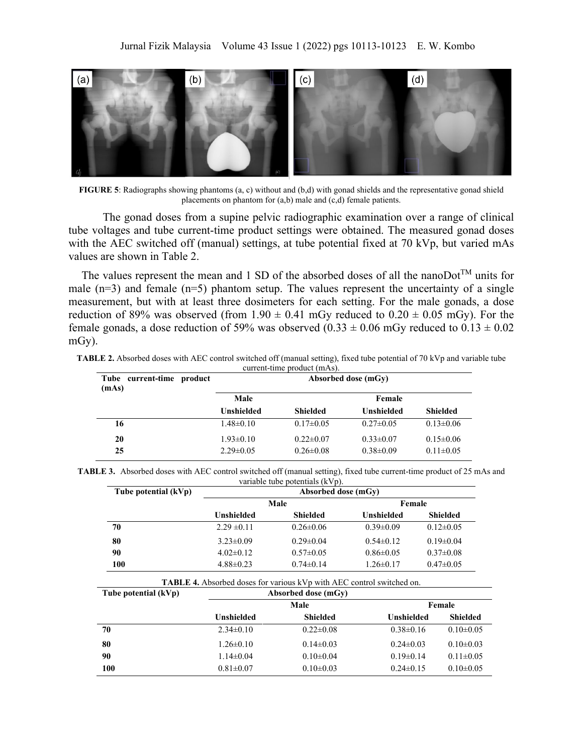**FIGURE 5**: Radiographs showing phantoms (a, c) without and (b,d) with gonad shields and the representative gonad shield placements on phantom for (a,b) male and (c,d) female patients.

The gonad doses from a supine pelvic radiographic examination over a range of clinical tube voltages and tube current-time product settings were obtained. The measured gonad doses with the AEC switched off (manual) settings, at tube potential fixed at 70 kVp, but varied mAs values are shown in Table 2.

The values represent the mean and 1 SD of the absorbed doses of all the nanoDot$^{TM}$ units for male (n=3) and female (n=5) phantom setup. The values represent the uncertainty of a single measurement, but with at least three dosimeters for each setting. For the male gonads, a dose reduction of 89% was observed (from 1.90 ± 0.41 mGy reduced to 0.20 ± 0.05 mGy). For the female gonads, a dose reduction of 59% was observed (0.33 ± 0.06 mGy reduced to 0.13 ± 0.02 mGy).

**TABLE 2.** Absorbed doses with AEC control switched off (manual setting), fixed tube potential of 70 kVp and variable tube current-time product (mAs).

| Tube current-time product (mAs) | Absorbed dose (mGy) | | | |
|---|---|---|---|---|
| | Male | | Female | |
| | Unshielded | Shielded | Unshielded | Shielded |
| 16 | 1.48±0.10 | 0.17±0.05 | 0.27±0.05 | 0.13±0.06 |
| 20 | 1.93±0.10 | 0.22±0.07 | 0.33±0.07 | 0.15±0.06 |
| 25 | 2.29±0.05 | 0.26±0.08 | 0.38±0.09 | 0.11±0.05 |

**TABLE 3.** Absorbed doses with AEC control switched off (manual setting), fixed tube current-time product of 25 mAs and variable tube potentials (kVp).

| Tube potential (kVp) | Absorbed dose (mGy) | | | |
|---|---|---|---|---|
| | Male | | Female | |
| | Unshielded | Shielded | Unshielded | Shielded |
| 70 | 2.29 ±0.11 | 0.26±0.06 | 0.39±0.09 | 0.12±0.05 |
| 80 | 3.23±0.09 | 0.29±0.04 | 0.54±0.12 | 0.19±0.04 |
| 90 | 4.02±0.12 | 0.57±0.05 | 0.86±0.05 | 0.37±0.08 |
| 100 | 4.88±0.23 | 0.74±0.14 | 1.26±0.17 | 0.47±0.05 |

**TABLE 4.** Absorbed doses for various kVp with AEC control switched on.

| Tube potential (kVp) | Absorbed dose (mGy) | | | |
|---|---|---|---|---|
| | Male | | Female | |
| | Unshielded | Shielded | Unshielded | Shielded |
| 70 | 2.34±0.10 | 0.22±0.08 | 0.38±0.16 | 0.10±0.05 |
| 80 | 1.26±0.10 | 0.14±0.03 | 0.24±0.03 | 0.10±0.03 |
| 90 | 1.14±0.04 | 0.10±0.04 | 0.19±0.14 | 0.11±0.05 |
| 100 | 0.81±0.07 | 0.10±0.03 | 0.24±0.15 | 0.10±0.05 |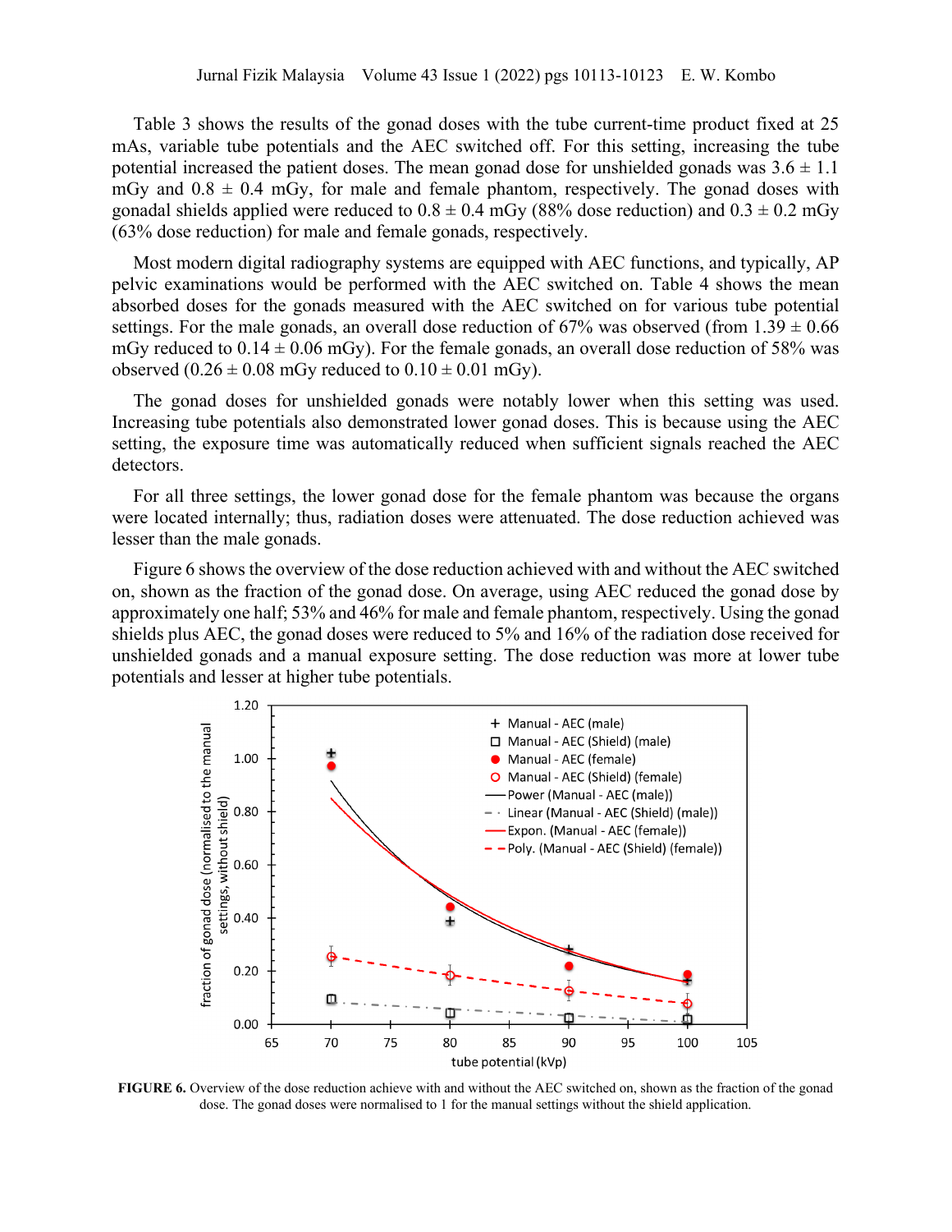Table 3 shows the results of the gonad doses with the tube current-time product fixed at 25 mAs, variable tube potentials and the AEC switched off. For this setting, increasing the tube potential increased the patient doses. The mean gonad dose for unshielded gonads was 3.6 ± 1.1 mGy and 0.8 ± 0.4 mGy, for male and female phantom, respectively. The gonad doses with gonadal shields applied were reduced to 0.8 ± 0.4 mGy (88% dose reduction) and 0.3 ± 0.2 mGy (63% dose reduction) for male and female gonads, respectively.

Most modern digital radiography systems are equipped with AEC functions, and typically, AP pelvic examinations would be performed with the AEC switched on. Table 4 shows the mean absorbed doses for the gonads measured with the AEC switched on for various tube potential settings. For the male gonads, an overall dose reduction of 67% was observed (from 1.39 ± 0.66 mGy reduced to 0.14 ± 0.06 mGy). For the female gonads, an overall dose reduction of 58% was observed (0.26 ± 0.08 mGy reduced to 0.10 ± 0.01 mGy).

The gonad doses for unshielded gonads were notably lower when this setting was used. Increasing tube potentials also demonstrated lower gonad doses. This is because using the AEC setting, the exposure time was automatically reduced when sufficient signals reached the AEC detectors.

For all three settings, the lower gonad dose for the female phantom was because the organs were located internally; thus, radiation doses were attenuated. The dose reduction achieved was lesser than the male gonads.

Figure 6 shows the overview of the dose reduction achieved with and without the AEC switched on, shown as the fraction of the gonad dose. On average, using AEC reduced the gonad dose by approximately one half; 53% and 46% for male and female phantom, respectively. Using the gonad shields plus AEC, the gonad doses were reduced to 5% and 16% of the radiation dose received for unshielded gonads and a manual exposure setting. The dose reduction was more at lower tube potentials and lesser at higher tube potentials.

**FIGURE 6.** Overview of the dose reduction achieve with and without the AEC switched on, shown as the fraction of the gonad dose. The gonad doses were normalised to 1 for the manual settings without the shield application.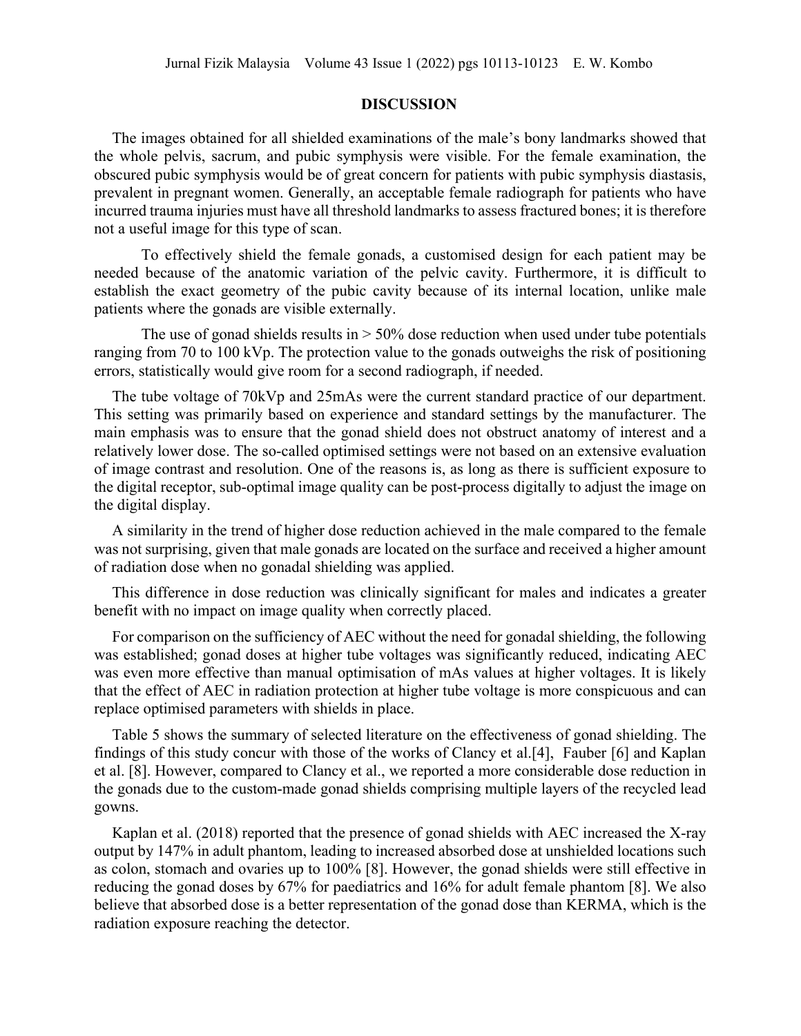## DISCUSSION

The images obtained for all shielded examinations of the male's bony landmarks showed that the whole pelvis, sacrum, and pubic symphysis were visible. For the female examination, the obscured pubic symphysis would be of great concern for patients with pubic symphysis diastasis, prevalent in pregnant women. Generally, an acceptable female radiograph for patients who have incurred trauma injuries must have all threshold landmarks to assess fractured bones; it is therefore not a useful image for this type of scan.

To effectively shield the female gonads, a customised design for each patient may be needed because of the anatomic variation of the pelvic cavity. Furthermore, it is difficult to establish the exact geometry of the pubic cavity because of its internal location, unlike male patients where the gonads are visible externally.

The use of gonad shields results in > 50% dose reduction when used under tube potentials ranging from 70 to 100 kVp. The protection value to the gonads outweighs the risk of positioning errors, statistically would give room for a second radiograph, if needed.

The tube voltage of 70kVp and 25mAs were the current standard practice of our department. This setting was primarily based on experience and standard settings by the manufacturer. The main emphasis was to ensure that the gonad shield does not obstruct anatomy of interest and a relatively lower dose. The so-called optimised settings were not based on an extensive evaluation of image contrast and resolution. One of the reasons is, as long as there is sufficient exposure to the digital receptor, sub-optimal image quality can be post-process digitally to adjust the image on the digital display.

A similarity in the trend of higher dose reduction achieved in the male compared to the female was not surprising, given that male gonads are located on the surface and received a higher amount of radiation dose when no gonadal shielding was applied.

This difference in dose reduction was clinically significant for males and indicates a greater benefit with no impact on image quality when correctly placed.

For comparison on the sufficiency of AEC without the need for gonadal shielding, the following was established; gonad doses at higher tube voltages was significantly reduced, indicating AEC was even more effective than manual optimisation of mAs values at higher voltages. It is likely that the effect of AEC in radiation protection at higher tube voltage is more conspicuous and can replace optimised parameters with shields in place.

Table 5 shows the summary of selected literature on the effectiveness of gonad shielding. The findings of this study concur with those of the works of Clancy et al.[4], Fauber [6] and Kaplan et al. [8]. However, compared to Clancy et al., we reported a more considerable dose reduction in the gonads due to the custom-made gonad shields comprising multiple layers of the recycled lead gowns.

Kaplan et al. (2018) reported that the presence of gonad shields with AEC increased the X-ray output by 147% in adult phantom, leading to increased absorbed dose at unshielded locations such as colon, stomach and ovaries up to 100% [8]. However, the gonad shields were still effective in reducing the gonad doses by 67% for paediatrics and 16% for adult female phantom [8]. We also believe that absorbed dose is a better representation of the gonad dose than KERMA, which is the radiation exposure reaching the detector.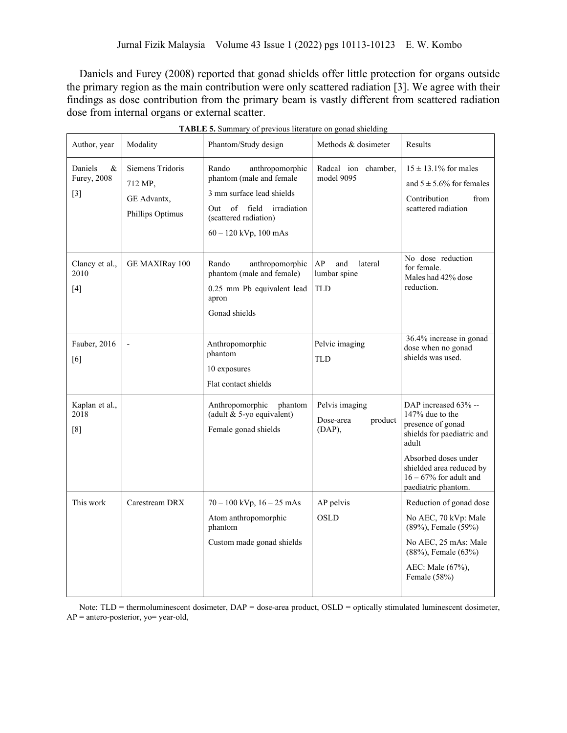Daniels and Furey (2008) reported that gonad shields offer little protection for organs outside the primary region as the main contribution were only scattered radiation [3]. We agree with their findings as dose contribution from the primary beam is vastly different from scattered radiation dose from internal organs or external scatter.

**TABLE 5.** Summary of previous literature on gonad shielding

| Author, year | Modality | Phantom/Study design | Methods & dosimeter | Results |
|---|---|---|---|---|
| Daniels & Furey, 2008 [3] | Siemens Tridoris 712 MP, GE Advantx, Phillips Optimus | Rando anthropomorphic phantom (male and female 3 mm surface lead shields Out of field irradiation (scattered radiation) 60 – 120 kVp, 100 mAs | Radcal ion chamber, model 9095 | 15 ± 13.1% for males and 5 ± 5.6% for females Contribution from scattered radiation |
| Clancy et al., 2010 [4] | GE MAXIRay 100 | Rando anthropomorphic phantom (male and female) 0.25 mm Pb equivalent lead apron Gonad shields | AP and lateral lumbar spine TLD | No dose reduction for female. Males had 42% dose reduction. |
| Fauber, 2016 [6] | - | Anthropomorphic phantom 10 exposures Flat contact shields | Pelvic imaging TLD | 36.4% increase in gonad dose when no gonad shields was used. |
| Kaplan et al., 2018 [8] | | Anthropomorphic phantom (adult & 5-yo equivalent) Female gonad shields | Pelvis imaging Dose-area product (DAP), | DAP increased 63% -- 147% due to the presence of gonad shields for paediatric and adult Absorbed doses under shielded area reduced by 16 – 67% for adult and paediatric phantom. |
| This work | Carestream DRX | 70 – 100 kVp, 16 – 25 mAs Atom anthropomorphic phantom Custom made gonad shields | AP pelvis OSLD | Reduction of gonad dose No AEC, 70 kVp: Male (89%), Female (59%) No AEC, 25 mAs: Male (88%), Female (63%) AEC: Male (67%), Female (58%) |

Note: TLD = thermoluminescent dosimeter, DAP = dose-area product, OSLD = optically stimulated luminescent dosimeter, AP = antero-posterior, yo= year-old,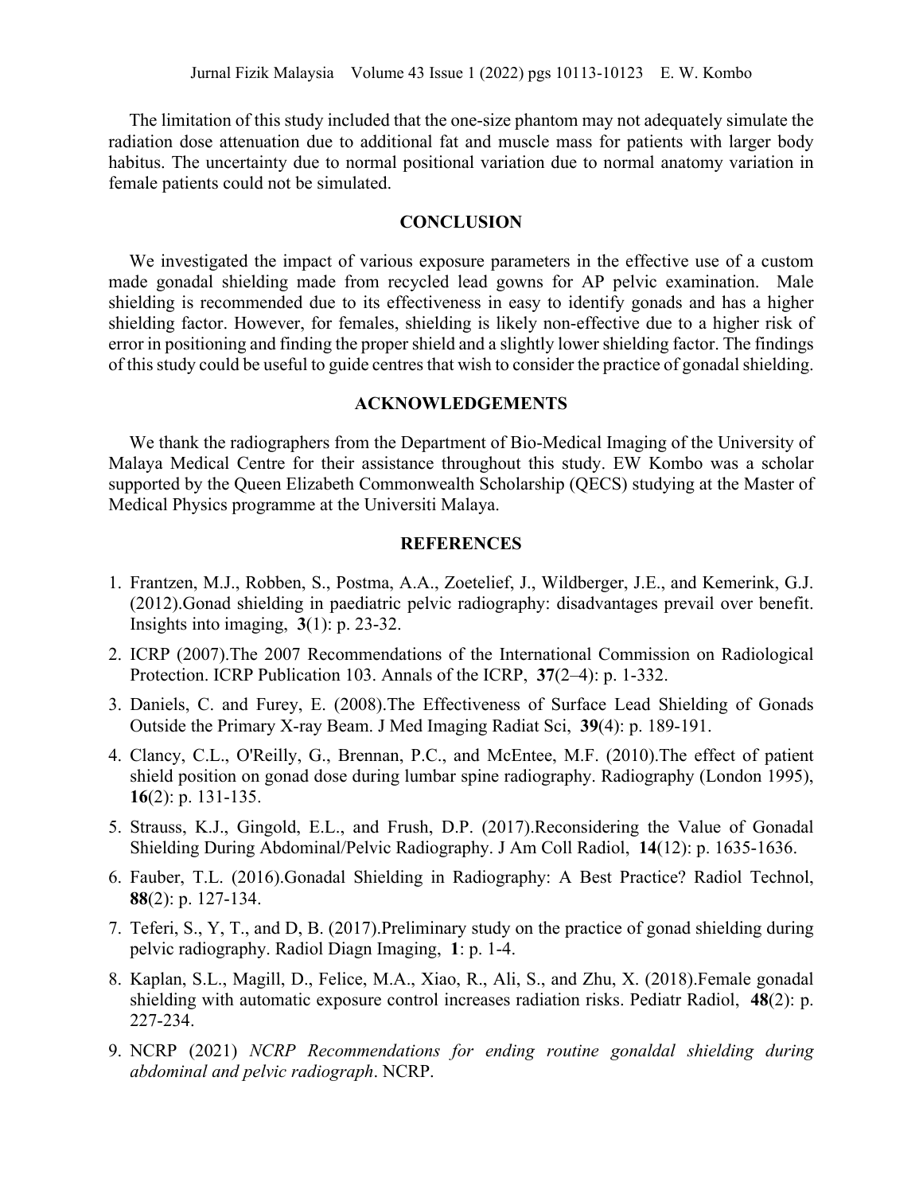The limitation of this study included that the one-size phantom may not adequately simulate the radiation dose attenuation due to additional fat and muscle mass for patients with larger body habitus. The uncertainty due to normal positional variation due to normal anatomy variation in female patients could not be simulated.

## CONCLUSION

We investigated the impact of various exposure parameters in the effective use of a custom made gonadal shielding made from recycled lead gowns for AP pelvic examination. Male shielding is recommended due to its effectiveness in easy to identify gonads and has a higher shielding factor. However, for females, shielding is likely non-effective due to a higher risk of error in positioning and finding the proper shield and a slightly lower shielding factor. The findings of this study could be useful to guide centres that wish to consider the practice of gonadal shielding.

## ACKNOWLEDGEMENTS

We thank the radiographers from the Department of Bio-Medical Imaging of the University of Malaya Medical Centre for their assistance throughout this study. EW Kombo was a scholar supported by the Queen Elizabeth Commonwealth Scholarship (QECS) studying at the Master of Medical Physics programme at the Universiti Malaya.

## REFERENCES

1. Frantzen, M.J., Robben, S., Postma, A.A., Zoetelief, J., Wildberger, J.E., and Kemerink, G.J. (2012).Gonad shielding in paediatric pelvic radiography: disadvantages prevail over benefit. Insights into imaging, **3**(1): p. 23-32.
2. ICRP (2007).The 2007 Recommendations of the International Commission on Radiological Protection. ICRP Publication 103. Annals of the ICRP, **37**(2–4): p. 1-332.
3. Daniels, C. and Furey, E. (2008).The Effectiveness of Surface Lead Shielding of Gonads Outside the Primary X-ray Beam. J Med Imaging Radiat Sci, **39**(4): p. 189-191.
4. Clancy, C.L., O'Reilly, G., Brennan, P.C., and McEntee, M.F. (2010).The effect of patient shield position on gonad dose during lumbar spine radiography. Radiography (London 1995), **16**(2): p. 131-135.
5. Strauss, K.J., Gingold, E.L., and Frush, D.P. (2017).Reconsidering the Value of Gonadal Shielding During Abdominal/Pelvic Radiography. J Am Coll Radiol, **14**(12): p. 1635-1636.
6. Fauber, T.L. (2016).Gonadal Shielding in Radiography: A Best Practice? Radiol Technol, **88**(2): p. 127-134.
7. Teferi, S., Y, T., and D, B. (2017).Preliminary study on the practice of gonad shielding during pelvic radiography. Radiol Diagn Imaging, **1**: p. 1-4.
8. Kaplan, S.L., Magill, D., Felice, M.A., Xiao, R., Ali, S., and Zhu, X. (2018).Female gonadal shielding with automatic exposure control increases radiation risks. Pediatr Radiol, **48**(2): p. 227-234.
9. NCRP (2021) *NCRP Recommendations for ending routine gonaldal shielding during abdominal and pelvic radiograph*. NCRP.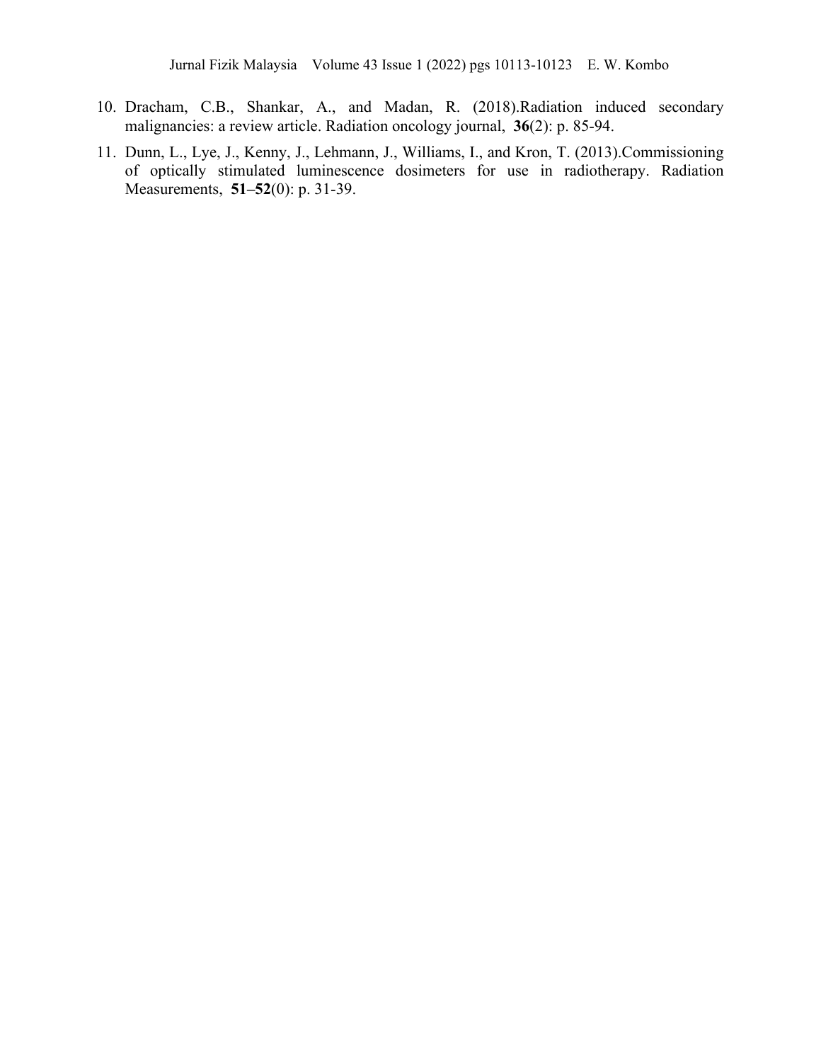10. Dracham, C.B., Shankar, A., and Madan, R. (2018).Radiation induced secondary malignancies: a review article. Radiation oncology journal, **36**(2): p. 85-94.
11. Dunn, L., Lye, J., Kenny, J., Lehmann, J., Williams, I., and Kron, T. (2013).Commissioning of optically stimulated luminescence dosimeters for use in radiotherapy. Radiation Measurements, **51–52**(0): p. 31-39.